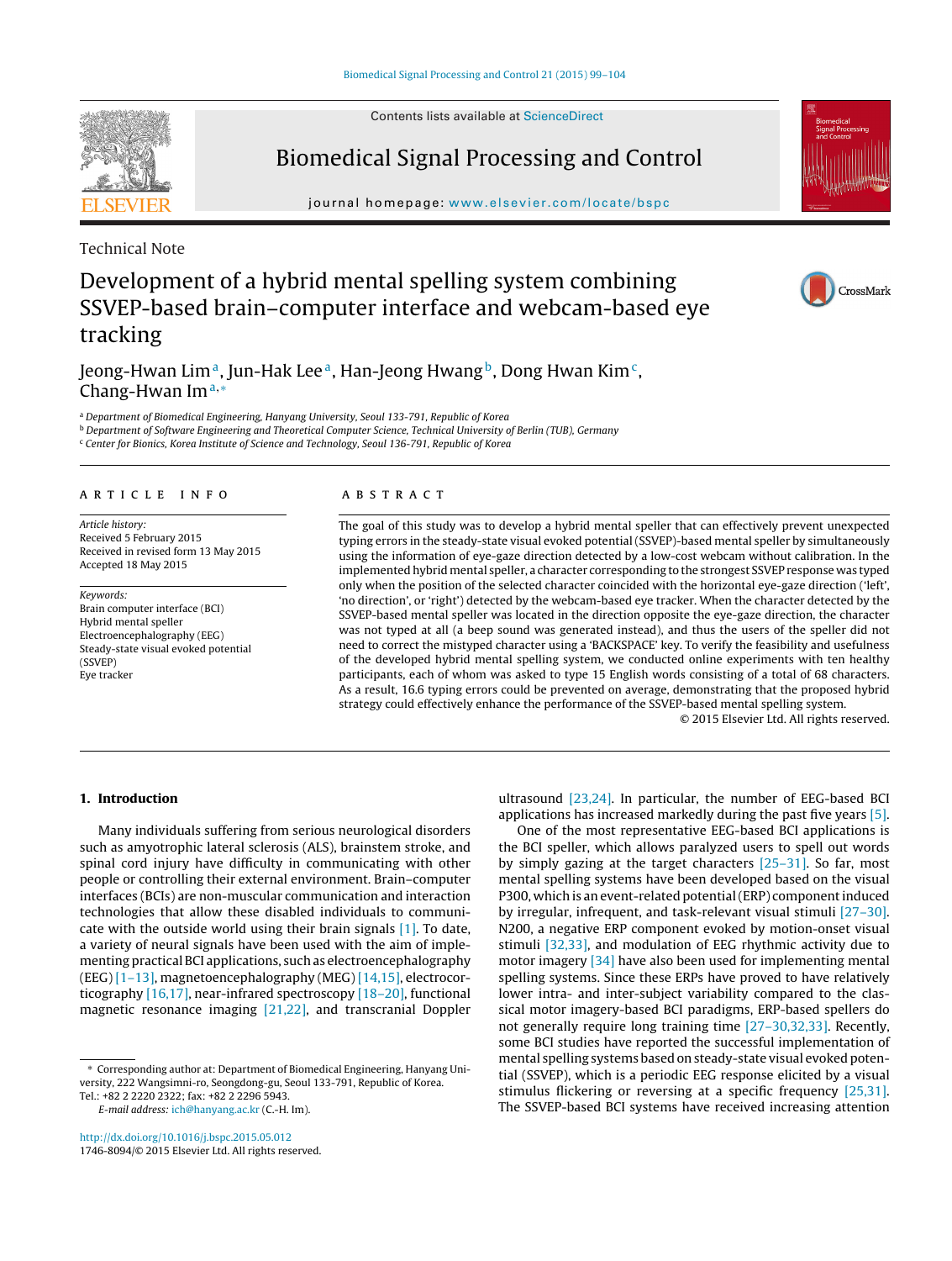Technical Note

# Development of a hybrid mental spelling system combining SSVEP-based brain–computer interface and webcam-based eye tracking

Jeong-Hwan Lim [a], Jun-Hak Lee [a], Han-Jeong Hwang [b], Dong Hwan Kim [c], Chang-Hwan Im [a,*]

[a] Department of Biomedical Engineering, Hanyang University, Seoul 133-791, Republic of Korea
[b] Department of Software Engineering and Theoretical Computer Science, Technical University of Berlin (TUB), Germany
[c] Center for Bionics, Korea Institute of Science and Technology, Seoul 136-791, Republic of Korea

## ARTICLE INFO

*Article history:*
Received 5 February 2015
Received in revised form 13 May 2015
Accepted 18 May 2015

*Keywords:*
Brain computer interface (BCI)
Hybrid mental speller
Electroencephalography (EEG)
Steady-state visual evoked potential (SSVEP)
Eye tracker

## ABSTRACT

The goal of this study was to develop a hybrid mental speller that can effectively prevent unexpected typing errors in the steady-state visual evoked potential (SSVEP)-based mental speller by simultaneously using the information of eye-gaze direction detected by a low-cost webcam without calibration. In the implemented hybrid mental speller, a character corresponding to the strongest SSVEP response was typed only when the position of the selected character coincided with the horizontal eye-gaze direction ('left', 'no direction', or 'right') detected by the webcam-based eye tracker. When the character detected by the SSVEP-based mental speller was located in the direction opposite the eye-gaze direction, the character was not typed at all (a beep sound was generated instead), and thus the users of the speller did not need to correct the mistyped character using a 'BACKSPACE' key. To verify the feasibility and usefulness of the developed hybrid mental spelling system, we conducted online experiments with ten healthy participants, each of whom was asked to type 15 English words consisting of a total of 68 characters. As a result, 16.6 typing errors could be prevented on average, demonstrating that the proposed hybrid strategy could effectively enhance the performance of the SSVEP-based mental spelling system.

© 2015 Elsevier Ltd. All rights reserved.

## 1. Introduction

Many individuals suffering from serious neurological disorders such as amyotrophic lateral sclerosis (ALS), brainstem stroke, and spinal cord injury have difficulty in communicating with other people or controlling their external environment. Brain–computer interfaces (BCIs) are non-muscular communication and interaction technologies that allow these disabled individuals to communicate with the outside world using their brain signals [1]. To date, a variety of neural signals have been used with the aim of implementing practical BCI applications, such as electroencephalography (EEG) [1–13], magnetoencephalography (MEG) [14,15], electrocorticography [16,17], near-infrared spectroscopy [18–20], functional magnetic resonance imaging [21,22], and transcranial Doppler ultrasound [23,24]. In particular, the number of EEG-based BCI applications has increased markedly during the past five years [5].

One of the most representative EEG-based BCI applications is the BCI speller, which allows paralyzed users to spell out words by simply gazing at the target characters [25–31]. So far, most mental spelling systems have been developed based on the visual P300, which is an event-related potential (ERP) component induced by irregular, infrequent, and task-relevant visual stimuli [27–30]. N200, a negative ERP component evoked by motion-onset visual stimuli [32,33], and modulation of EEG rhythmic activity due to motor imagery [34] have also been used for implementing mental spelling systems. Since these ERPs have proved to have relatively lower intra- and inter-subject variability compared to the classical motor imagery-based BCI paradigms, ERP-based spellers do not generally require long training time [27–30,32,33]. Recently, some BCI studies have reported the successful implementation of mental spelling systems based on steady-state visual evoked potential (SSVEP), which is a periodic EEG response elicited by a visual stimulus flickering or reversing at a specific frequency [25,31]. The SSVEP-based BCI systems have received increasing attention

* Corresponding author at: Department of Biomedical Engineering, Hanyang University, 222 Wangsimni-ro, Seongdong-gu, Seoul 133-791, Republic of Korea. Tel.: +82 2 2220 2322; fax: +82 2 2296 5943.
*E-mail address:* ich@hanyang.ac.kr (C.-H. Im).

http://dx.doi.org/10.1016/j.bspc.2015.05.012
1746-8094/© 2015 Elsevier Ltd. All rights reserved.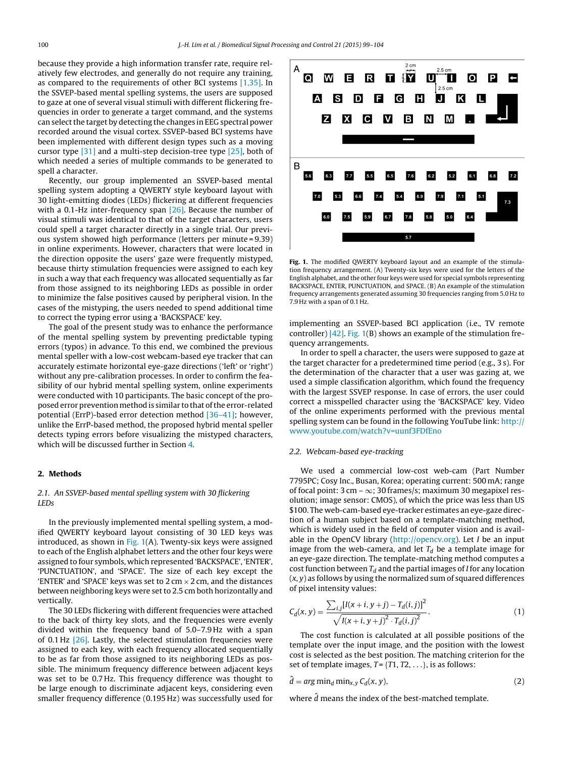because they provide a high information transfer rate, require relatively few electrodes, and generally do not require any training, as compared to the requirements of other BCI systems [1,35]. In the SSVEP-based mental spelling systems, the users are supposed to gaze at one of several visual stimuli with different flickering frequencies in order to generate a target command, and the systems can select the target by detecting the changes in EEG spectral power recorded around the visual cortex. SSVEP-based BCI systems have been implemented with different design types such as a moving cursor type [31] and a multi-step decision-tree type [25], both of which needed a series of multiple commands to be generated to spell a character.

Recently, our group implemented an SSVEP-based mental spelling system adopting a QWERTY style keyboard layout with 30 light-emitting diodes (LEDs) flickering at different frequencies with a 0.1-Hz inter-frequency span [26]. Because the number of visual stimuli was identical to that of the target characters, users could spell a target character directly in a single trial. Our previous system showed high performance (letters per minute = 9.39) in online experiments. However, characters that were located in the direction opposite the users' gaze were frequently mistyped, because thirty stimulation frequencies were assigned to each key in such a way that each frequency was allocated sequentially as far from those assigned to its neighboring LEDs as possible in order to minimize the false positives caused by peripheral vision. In the cases of the mistyping, the users needed to spend additional time to correct the typing error using a 'BACKSPACE' key.

The goal of the present study was to enhance the performance of the mental spelling system by preventing predictable typing errors (typos) in advance. To this end, we combined the previous mental speller with a low-cost webcam-based eye tracker that can accurately estimate horizontal eye-gaze directions ('left' or 'right') without any pre-calibration processes. In order to confirm the feasibility of our hybrid mental spelling system, online experiments were conducted with 10 participants. The basic concept of the proposed error prevention method is similar to that of the error-related potential (ErrP)-based error detection method [36–41]; however, unlike the ErrP-based method, the proposed hybrid mental speller detects typing errors before visualizing the mistyped characters, which will be discussed further in Section 4.

## 2. Methods

### 2.1. An SSVEP-based mental spelling system with 30 flickering LEDs

In the previously implemented mental spelling system, a modified QWERTY keyboard layout consisting of 30 LED keys was introduced, as shown in Fig. 1(A). Twenty-six keys were assigned to each of the English alphabet letters and the other four keys were assigned to four symbols, which represented 'BACKSPACE', 'ENTER', 'PUNCTUATION', and 'SPACE'. The size of each key except the 'ENTER' and 'SPACE' keys was set to 2 cm × 2 cm, and the distances between neighboring keys were set to 2.5 cm both horizontally and vertically.

The 30 LEDs flickering with different frequencies were attached to the back of thirty key slots, and the frequencies were evenly divided within the frequency band of 5.0–7.9 Hz with a span of 0.1 Hz [26]. Lastly, the selected stimulation frequencies were assigned to each key, with each frequency allocated sequentially to be as far from those assigned to its neighboring LEDs as possible. The minimum frequency difference between adjacent keys was set to be 0.7 Hz. This frequency difference was thought to be large enough to discriminate adjacent keys, considering even smaller frequency difference (0.195 Hz) was successfully used for

**Fig. 1.** The modified QWERTY keyboard layout and an example of the stimulation frequency arrangement. (A) Twenty-six keys were used for the letters of the English alphabet, and the other four keys were used for special symbols representing BACKSPACE, ENTER, PUNCTUATION, and SPACE. (B) An example of the stimulation frequency arrangements generated assuming 30 frequencies ranging from 5.0 Hz to 7.9 Hz with a span of 0.1 Hz.

implementing an SSVEP-based BCI application (i.e., TV remote controller) [42]. Fig. 1(B) shows an example of the stimulation frequency arrangements.

In order to spell a character, the users were supposed to gaze at the target character for a predetermined time period (e.g., 3 s). For the determination of the character that a user was gazing at, we used a simple classification algorithm, which found the frequency with the largest SSVEP response. In case of errors, the user could correct a misspelled character using the 'BACKSPACE' key. Video of the online experiments performed with the previous mental spelling system can be found in the following YouTube link: http://www.youtube.com/watch?v=uunf3FDfEno

### 2.2. Webcam-based eye-tracking

We used a commercial low-cost web-cam (Part Number 7795PC; Cosy Inc., Busan, Korea; operating current: 500 mA; range of focal point: 3 cm – ∞; 30 frames/s; maximum 30 megapixel resolution; image sensor: CMOS), of which the price was less than US $100. The web-cam-based eye-tracker estimates an eye-gaze direction of a human subject based on a template-matching method, which is widely used in the field of computer vision and is available in the OpenCV library (http://opencv.org). Let $I$ be an input image from the web-camera, and let $T_d$ be a template image for an eye-gaze direction. The template-matching method computes a cost function between $T_d$ and the partial images of $I$ for any location $(x, y)$ as follows by using the normalized sum of squared differences of pixel intensity values:

$$C_d(x, y) = \frac{\sum_{i,j}[I(x+i, y+j) - T_d(i, j)]^2}{\sqrt{I(x+i, y+j)^2 \cdot T_d(i, j)^2}}. \quad (1)$$

The cost function is calculated at all possible positions of the template over the input image, and the position with the lowest cost is selected as the best position. The matching criterion for the set of template images, $T = \{T1, T2, \ldots\}$, is as follows:

$$\hat{d} = \arg\min_d \min_{x,y} C_d(x, y), \quad (2)$$

where $\hat{d}$ means the index of the best-matched template.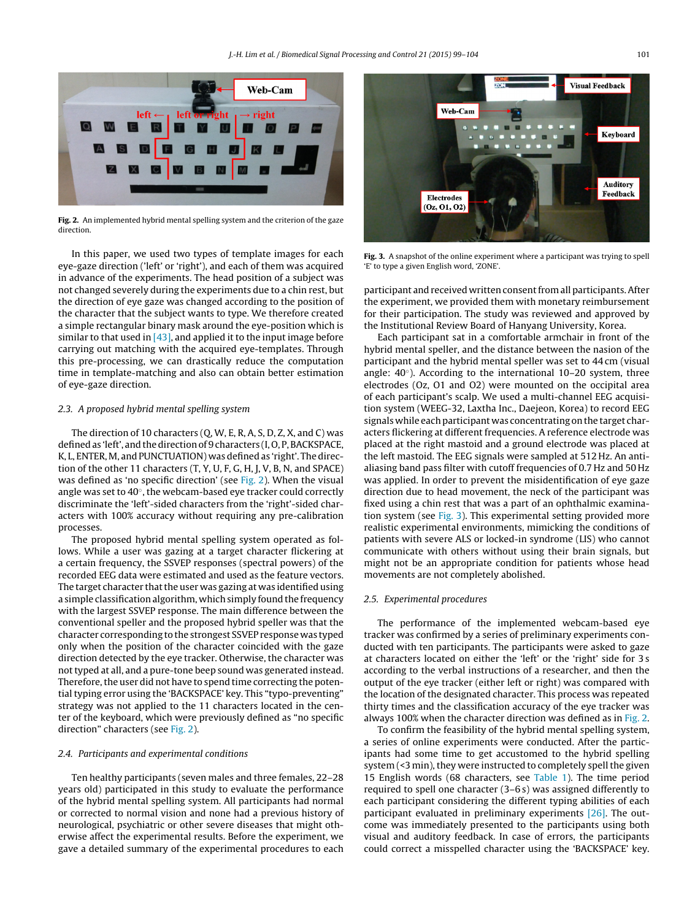Fig. 2. An implemented hybrid mental spelling system and the criterion of the gaze direction.

In this paper, we used two types of template images for each eye-gaze direction ('left' or 'right'), and each of them was acquired in advance of the experiments. The head position of a subject was not changed severely during the experiments due to a chin rest, but the direction of eye gaze was changed according to the position of the character that the subject wants to type. We therefore created a simple rectangular binary mask around the eye-position which is similar to that used in [43], and applied it to the input image before carrying out matching with the acquired eye-templates. Through this pre-processing, we can drastically reduce the computation time in template-matching and also can obtain better estimation of eye-gaze direction.

### 2.3. A proposed hybrid mental spelling system

The direction of 10 characters (Q, W, E, R, A, S, D, Z, X, and C) was defined as 'left', and the direction of 9 characters (I, O, P, BACKSPACE, K, L, ENTER, M, and PUNCTUATION) was defined as 'right'. The direction of the other 11 characters (T, Y, U, F, G, H, J, V, B, N, and SPACE) was defined as 'no specific direction' (see Fig. 2). When the visual angle was set to 40°, the webcam-based eye tracker could correctly discriminate the 'left'-sided characters from the 'right'-sided characters with 100% accuracy without requiring any pre-calibration processes.

The proposed hybrid mental spelling system operated as follows. While a user was gazing at a target character flickering at a certain frequency, the SSVEP responses (spectral powers) of the recorded EEG data were estimated and used as the feature vectors. The target character that the user was gazing at was identified using a simple classification algorithm, which simply found the frequency with the largest SSVEP response. The main difference between the conventional speller and the proposed hybrid speller was that the character corresponding to the strongest SSVEP response was typed only when the position of the character coincided with the gaze direction detected by the eye tracker. Otherwise, the character was not typed at all, and a pure-tone beep sound was generated instead. Therefore, the user did not have to spend time correcting the potential typing error using the 'BACKSPACE' key. This "typo-preventing" strategy was not applied to the 11 characters located in the center of the keyboard, which were previously defined as "no specific direction" characters (see Fig. 2).

### 2.4. Participants and experimental conditions

Ten healthy participants (seven males and three females, 22–28 years old) participated in this study to evaluate the performance of the hybrid mental spelling system. All participants had normal or corrected to normal vision and none had a previous history of neurological, psychiatric or other severe diseases that might otherwise affect the experimental results. Before the experiment, we gave a detailed summary of the experimental procedures to each participant and received written consent from all participants. After the experiment, we provided them with monetary reimbursement for their participation. The study was reviewed and approved by the Institutional Review Board of Hanyang University, Korea.

Fig. 3. A snapshot of the online experiment where a participant was trying to spell 'E' to type a given English word, 'ZONE'.

Each participant sat in a comfortable armchair in front of the hybrid mental speller, and the distance between the nasion of the participant and the hybrid mental speller was set to 44 cm (visual angle: 40°). According to the international 10–20 system, three electrodes (Oz, O1 and O2) were mounted on the occipital area of each participant's scalp. We used a multi-channel EEG acquisition system (WEEG-32, Laxtha Inc., Daejeon, Korea) to record EEG signals while each participant was concentrating on the target characters flickering at different frequencies. A reference electrode was placed at the right mastoid and a ground electrode was placed at the left mastoid. The EEG signals were sampled at 512 Hz. An anti-aliasing band pass filter with cutoff frequencies of 0.7 Hz and 50 Hz was applied. In order to prevent the misidentification of eye gaze direction due to head movement, the neck of the participant was fixed using a chin rest that was a part of an ophthalmic examination system (see Fig. 3). This experimental setting provided more realistic experimental environments, mimicking the conditions of patients with severe ALS or locked-in syndrome (LIS) who cannot communicate with others without using their brain signals, but might not be an appropriate condition for patients whose head movements are not completely abolished.

### 2.5. Experimental procedures

The performance of the implemented webcam-based eye tracker was confirmed by a series of preliminary experiments conducted with ten participants. The participants were asked to gaze at characters located on either the 'left' or the 'right' side for 3 s according to the verbal instructions of a researcher, and then the output of the eye tracker (either left or right) was compared with the location of the designated character. This process was repeated thirty times and the classification accuracy of the eye tracker was always 100% when the character direction was defined as in Fig. 2.

To confirm the feasibility of the hybrid mental spelling system, a series of online experiments were conducted. After the participants had some time to get accustomed to the hybrid spelling system (<3 min), they were instructed to completely spell the given 15 English words (68 characters, see Table 1). The time period required to spell one character (3–6 s) was assigned differently to each participant considering the different typing abilities of each participant evaluated in preliminary experiments [26]. The outcome was immediately presented to the participants using both visual and auditory feedback. In case of errors, the participants could correct a misspelled character using the 'BACKSPACE' key.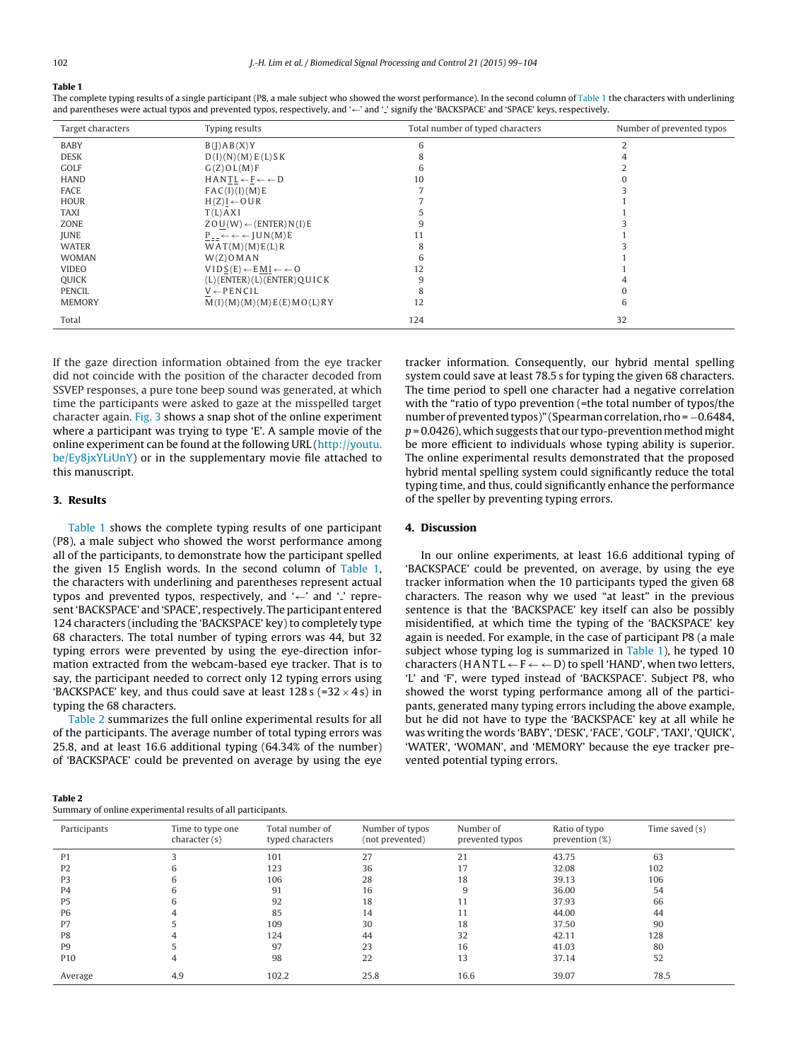**Table 1**
The complete typing results of a single participant (P8, a male subject who showed the worst performance). In the second column of Table 1 the characters with underlining and parentheses were actual typos and prevented typos, respectively, and '←' and '_' signify the 'BACKSPACE' and 'SPACE' keys, respectively.

| Target characters | Typing results | Total number of typed characters | Number of prevented typos |
|---|---|---|---|
| BABY | B(J)AB(X)Y | 6 | 2 |
| DESK | D(I)(N)(M)E(L)SK | 8 | 4 |
| GOLF | G(Z)OL(M)F | 6 | 2 |
| HAND | HANT̲L̲←F̲←←D | 10 | 0 |
| FACE | FAC(I)(I)(M)E | 7 | 3 |
| HOUR | H(Z)I̲←OUR | 7 | 1 |
| TAXI | T(L)AXI | 5 | 1 |
| ZONE | ZOU̲(W)←(ENTER)N(I)E | 9 | 3 |
| JUNE | P̲_̲_̲←←←JUN(M)E | 11 | 1 |
| WATER | WAT(M)(M)E(L)R | 8 | 3 |
| WOMAN | W(Z)OMAN | 6 | 1 |
| VIDEO | VIDS̲(E)←EM̲I̲←←O | 12 | 1 |
| QUICK | (L)(ENTER)(L)(ENTER)QUICK | 9 | 4 |
| PENCIL | V̲←PENCIL | 8 | 0 |
| MEMORY | M(I)(M)(M)(M)E(E)MO(L)RY | 12 | 6 |
| Total | | 124 | 32 |

If the gaze direction information obtained from the eye tracker did not coincide with the position of the character decoded from SSVEP responses, a pure tone beep sound was generated, at which time the participants were asked to gaze at the misspelled target character again. Fig. 3 shows a snap shot of the online experiment where a participant was trying to type 'E'. A sample movie of the online experiment can be found at the following URL (http://youtu.be/Ey8jxYLiUnY) or in the supplementary movie file attached to this manuscript.

## 3. Results

Table 1 shows the complete typing results of one participant (P8), a male subject who showed the worst performance among all of the participants, to demonstrate how the participant spelled the given 15 English words. In the second column of Table 1, the characters with underlining and parentheses represent actual typos and prevented typos, respectively, and '←' and '_' represent 'BACKSPACE' and 'SPACE', respectively. The participant entered 124 characters (including the 'BACKSPACE' key) to completely type 68 characters. The total number of typing errors was 44, but 32 typing errors were prevented by using the eye-direction information extracted from the webcam-based eye tracker. That is to say, the participant needed to correct only 12 typing errors using 'BACKSPACE' key, and thus could save at least 128 s (=32 × 4 s) in typing the 68 characters.

Table 2 summarizes the full online experimental results for all of the participants. The average number of total typing errors was 25.8, and at least 16.6 additional typing (64.34% of the number) of 'BACKSPACE' could be prevented on average by using the eye tracker information. Consequently, our hybrid mental spelling system could save at least 78.5 s for typing the given 68 characters. The time period to spell one character had a negative correlation with the "ratio of typo prevention (=the total number of typos/the number of prevented typos)" (Spearman correlation, rho = −0.6484, $p$ = 0.0426), which suggests that our typo-prevention method might be more efficient to individuals whose typing ability is superior. The online experimental results demonstrated that the proposed hybrid mental spelling system could significantly reduce the total typing time, and thus, could significantly enhance the performance of the speller by preventing typing errors.

## 4. Discussion

In our online experiments, at least 16.6 additional typing of 'BACKSPACE' could be prevented, on average, by using the eye tracker information when the 10 participants typed the given 68 characters. The reason why we used "at least" in the previous sentence is that the 'BACKSPACE' key itself can also be possibly misidentified, at which time the typing of the 'BACKSPACE' key again is needed. For example, in the case of participant P8 (a male subject whose typing log is summarized in Table 1), he typed 10 characters (H A N T L ← F ← ← D) to spell 'HAND', when two letters, 'L' and 'F', were typed instead of 'BACKSPACE'. Subject P8, who showed the worst typing performance among all of the participants, generated many typing errors including the above example, but he did not have to type the 'BACKSPACE' key at all while he was writing the words 'BABY', 'DESK', 'FACE', 'GOLF', 'TAXI', 'QUICK', 'WATER', 'WOMAN', and 'MEMORY' because the eye tracker prevented potential typing errors.

**Table 2**
Summary of online experimental results of all participants.

| Participants | Time to type one character (s) | Total number of typed characters | Number of typos (not prevented) | Number of prevented typos | Ratio of typo prevention (%) | Time saved (s) |
|---|---|---|---|---|---|---|
| P1 | 3 | 101 | 27 | 21 | 43.75 | 63 |
| P2 | 6 | 123 | 36 | 17 | 32.08 | 102 |
| P3 | 6 | 106 | 28 | 18 | 39.13 | 106 |
| P4 | 6 | 91 | 16 | 9 | 36.00 | 54 |
| P5 | 6 | 92 | 18 | 11 | 37.93 | 66 |
| P6 | 4 | 85 | 14 | 11 | 44.00 | 44 |
| P7 | 5 | 109 | 30 | 18 | 37.50 | 90 |
| P8 | 4 | 124 | 44 | 32 | 42.11 | 128 |
| P9 | 5 | 97 | 23 | 16 | 41.03 | 80 |
| P10 | 4 | 98 | 22 | 13 | 37.14 | 52 |
| Average | 4.9 | 102.2 | 25.8 | 16.6 | 39.07 | 78.5 |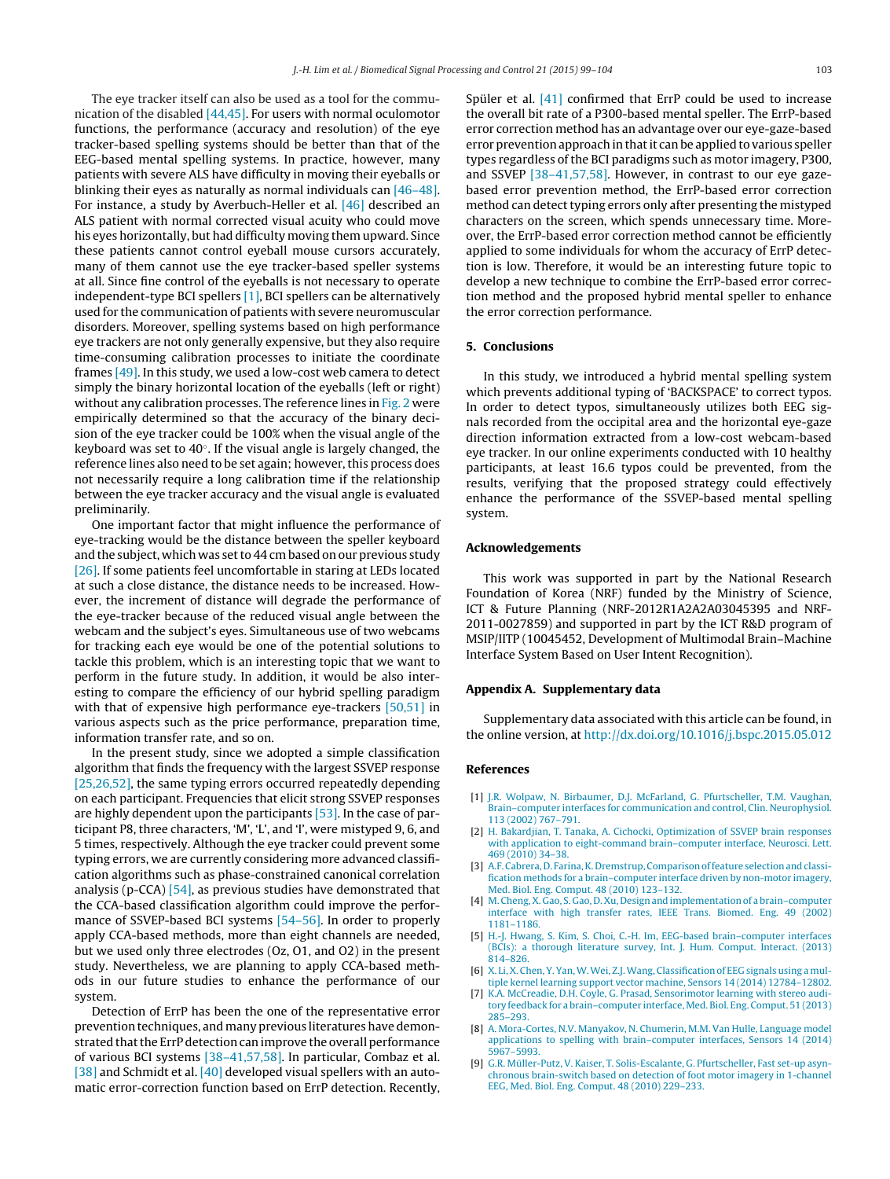The eye tracker itself can also be used as a tool for the communication of the disabled [44,45]. For users with normal oculomotor functions, the performance (accuracy and resolution) of the eye tracker-based spelling systems should be better than that of the EEG-based mental spelling systems. In practice, however, many patients with severe ALS have difficulty in moving their eyeballs or blinking their eyes as naturally as normal individuals can [46–48]. For instance, a study by Averbuch-Heller et al. [46] described an ALS patient with normal corrected visual acuity who could move his eyes horizontally, but had difficulty moving them upward. Since these patients cannot control eyeball mouse cursors accurately, many of them cannot use the eye tracker-based speller systems at all. Since fine control of the eyeballs is not necessary to operate independent-type BCI spellers [1], BCI spellers can be alternatively used for the communication of patients with severe neuromuscular disorders. Moreover, spelling systems based on high performance eye trackers are not only generally expensive, but they also require time-consuming calibration processes to initiate the coordinate frames [49]. In this study, we used a low-cost web camera to detect simply the binary horizontal location of the eyeballs (left or right) without any calibration processes. The reference lines in Fig. 2 were empirically determined so that the accuracy of the binary decision of the eye tracker could be 100% when the visual angle of the keyboard was set to 40°. If the visual angle is largely changed, the reference lines also need to be set again; however, this process does not necessarily require a long calibration time if the relationship between the eye tracker accuracy and the visual angle is evaluated preliminarily.

One important factor that might influence the performance of eye-tracking would be the distance between the speller keyboard and the subject, which was set to 44 cm based on our previous study [26]. If some patients feel uncomfortable in staring at LEDs located at such a close distance, the distance needs to be increased. However, the increment of distance will degrade the performance of the eye-tracker because of the reduced visual angle between the webcam and the subject's eyes. Simultaneous use of two webcams for tracking each eye would be one of the potential solutions to tackle this problem, which is an interesting topic that we want to perform in the future study. In addition, it would be also interesting to compare the efficiency of our hybrid spelling paradigm with that of expensive high performance eye-trackers [50,51] in various aspects such as the price performance, preparation time, information transfer rate, and so on.

In the present study, since we adopted a simple classification algorithm that finds the frequency with the largest SSVEP response [25,26,52], the same typing errors occurred repeatedly depending on each participant. Frequencies that elicit strong SSVEP responses are highly dependent upon the participants [53]. In the case of participant P8, three characters, 'M', 'L', and 'I', were mistyped 9, 6, and 5 times, respectively. Although the eye tracker could prevent some typing errors, we are currently considering more advanced classification algorithms such as phase-constrained canonical correlation analysis (p-CCA) [54], as previous studies have demonstrated that the CCA-based classification algorithm could improve the performance of SSVEP-based BCI systems [54–56]. In order to properly apply CCA-based methods, more than eight channels are needed, but we used only three electrodes (Oz, O1, and O2) in the present study. Nevertheless, we are planning to apply CCA-based methods in our future studies to enhance the performance of our system.

Detection of ErrP has been the one of the representative error prevention techniques, and many previous literatures have demonstrated that the ErrP detection can improve the overall performance of various BCI systems [38–41,57,58]. In particular, Combaz et al. [38] and Schmidt et al. [40] developed visual spellers with an automatic error-correction function based on ErrP detection. Recently, Spüler et al. [41] confirmed that ErrP could be used to increase the overall bit rate of a P300-based mental speller. The ErrP-based error correction method has an advantage over our eye-gaze-based error prevention approach in that it can be applied to various speller types regardless of the BCI paradigms such as motor imagery, P300, and SSVEP [38–41,57,58]. However, in contrast to our eye gaze-based error prevention method, the ErrP-based error correction method can detect typing errors only after presenting the mistyped characters on the screen, which spends unnecessary time. Moreover, the ErrP-based error correction method cannot be efficiently applied to some individuals for whom the accuracy of ErrP detection is low. Therefore, it would be an interesting future topic to develop a new technique to combine the ErrP-based error correction method and the proposed hybrid mental speller to enhance the error correction performance.

## 5. Conclusions

In this study, we introduced a hybrid mental spelling system which prevents additional typing of 'BACKSPACE' to correct typos. In order to detect typos, simultaneously utilizes both EEG signals recorded from the occipital area and the horizontal eye-gaze direction information extracted from a low-cost webcam-based eye tracker. In our online experiments conducted with 10 healthy participants, at least 16.6 typos could be prevented, from the results, verifying that the proposed strategy could effectively enhance the performance of the SSVEP-based mental spelling system.

## Acknowledgements

This work was supported in part by the National Research Foundation of Korea (NRF) funded by the Ministry of Science, ICT & Future Planning (NRF-2012R1A2A2A03045395 and NRF-2011-0027859) and supported in part by the ICT R&D program of MSIP/IITP (10045452, Development of Multimodal Brain–Machine Interface System Based on User Intent Recognition).

## Appendix A. Supplementary data

Supplementary data associated with this article can be found, in the online version, at http://dx.doi.org/10.1016/j.bspc.2015.05.012

## References

[1] J.R. Wolpaw, N. Birbaumer, D.J. McFarland, G. Pfurtscheller, T.M. Vaughan, Brain–computer interfaces for communication and control, Clin. Neurophysiol. 113 (2002) 767–791.

[2] H. Bakardjian, T. Tanaka, A. Cichocki, Optimization of SSVEP brain responses with application to eight-command brain–computer interface, Neurosci. Lett. 469 (2010) 34–38.

[3] A.F. Cabrera, D. Farina, K. Dremstrup, Comparison of feature selection and classification methods for a brain–computer interface driven by non-motor imagery, Med. Biol. Eng. Comput. 48 (2010) 123–132.

[4] M. Cheng, X. Gao, S. Gao, D. Xu, Design and implementation of a brain–computer interface with high transfer rates, IEEE Trans. Biomed. Eng. 49 (2002) 1181–1186.

[5] H.-J. Hwang, S. Kim, S. Choi, C.-H. Im, EEG-based brain–computer interfaces (BCIs): a thorough literature survey, Int. J. Hum. Comput. Interact. (2013) 814–826.

[6] X. Li, X. Chen, Y. Yan, W. Wei, Z.J. Wang, Classification of EEG signals using a multiple kernel learning support vector machine, Sensors 14 (2014) 12784–12802.

[7] K.A. McCreadie, D.H. Coyle, G. Prasad, Sensorimotor learning with stereo auditory feedback for a brain–computer interface, Med. Biol. Eng. Comput. 51 (2013) 285–293.

[8] A. Mora-Cortes, N.V. Manyakov, N. Chumerin, M.M. Van Hulle, Language model applications to spelling with brain–computer interfaces, Sensors 14 (2014) 5967–5993.

[9] G.R. Müller-Putz, V. Kaiser, T. Solis-Escalante, G. Pfurtscheller, Fast set-up asynchronous brain-switch based on detection of foot motor imagery in 1-channel EEG, Med. Biol. Eng. Comput. 48 (2010) 229–233.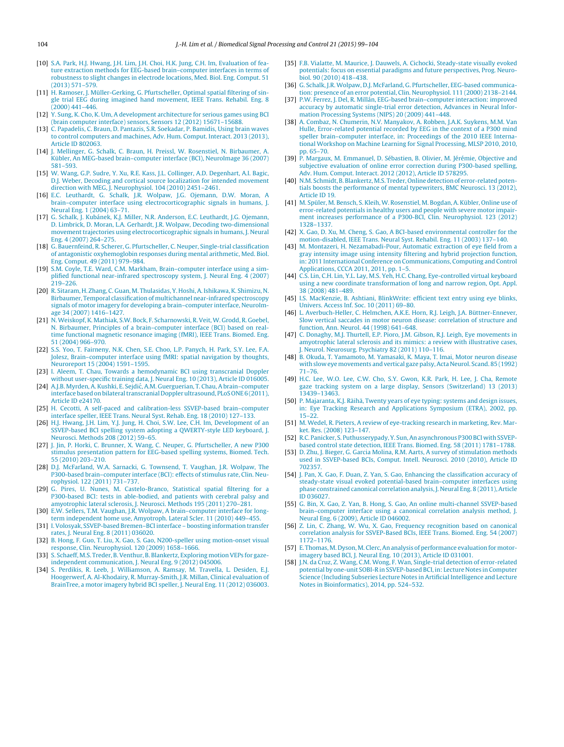[10] S.A. Park, H.J. Hwang, J.H. Lim, J.H. Choi, H.K. Jung, C.H. Im, Evaluation of feature extraction methods for EEG-based brain–computer interfaces in terms of robustness to slight changes in electrode locations, Med. Biol. Eng. Comput. 51 (2013) 571–579.

[11] H. Ramoser, J. Müller-Gerking, G. Pfurtscheller, Optimal spatial filtering of single trial EEG during imagined hand movement, IEEE Trans. Rehabil. Eng. 8 (2000) 441–446.

[12] Y. Sung, K. Cho, K. Um, A development architecture for serious games using BCI (brain computer interface) sensors, Sensors 12 (2012) 15671–15688.

[13] C. Papadelis, C. Braun, D. Pantazis, S.R. Soekadar, P. Bamidis, Using brain waves to control computers and machines, Adv. Hum. Comput. Interact. 2013 (2013), Article ID 802063.

[14] J. Mellinger, G. Schalk, C. Braun, H. Preissl, W. Rosenstiel, N. Birbaumer, A. Kübler, An MEG-based brain–computer interface (BCI), NeuroImage 36 (2007) 581–593.

[15] W. Wang, G.P. Sudre, Y. Xu, R.E. Kass, J.L. Collinger, A.D. Degenhart, A.I. Bagic, D.J. Weber, Decoding and cortical source localization for intended movement direction with MEG, J. Neurophysiol. 104 (2010) 2451–2461.

[16] E.C. Leuthardt, G. Schalk, J.R. Wolpaw, J.G. Ojemann, D.W. Moran, A brain–computer interface using electrocorticographic signals in humans, J. Neural Eng. 1 (2004) 63–71.

[17] G. Schalk, J. Kubánek, K.J. Miller, N.R. Anderson, E.C. Leuthardt, J.G. Ojemann, D. Limbrick, D. Moran, L.A. Gerhardt, J.R. Wolpaw, Decoding two-dimensional movement trajectories using electrocorticographic signals in humans, J. Neural Eng. 4 (2007) 264–275.

[18] G. Bauernfeind, R. Scherer, G. Pfurtscheller, C. Neuper, Single-trial classification of antagonistic oxyhemoglobin responses during mental arithmetic, Med. Biol. Eng. Comput. 49 (2011) 979–984.

[19] S.M. Coyle, T.E. Ward, C.M. Markham, Brain–computer interface using a simplified functional near-infrared spectroscopy system, J. Neural Eng. 4 (2007) 219–226.

[20] R. Sitaram, H. Zhang, C. Guan, M. Thulasidas, Y. Hoshi, A. Ishikawa, K. Shimizu, N. Birbaumer, Temporal classification of multichannel near-infrared spectroscopy signals of motor imagery for developing a brain–computer interface, NeuroImage 34 (2007) 1416–1427.

[21] N. Weiskopf, K. Mathiak, S.W. Bock, F. Scharnowski, R. Veit, W. Grodd, R. Goebel, N. Birbaumer, Principles of a brain–computer interface (BCI) based on real-time functional magnetic resonance imaging (fMRI), IEEE Trans. Biomed. Eng. 51 (2004) 966–970.

[22] S.S. Yoo, T. Fairneny, N.K. Chen, S.E. Choo, L.P. Panych, H. Park, S.Y. Lee, F.A. Jolesz, Brain–computer interface using fMRI: spatial navigation by thoughts, Neuroreport 15 (2004) 1591–1595.

[23] I. Aleem, T. Chau, Towards a hemodynamic BCI using transcranial Doppler without user-specific training data, J. Neural Eng. 10 (2013), Article ID 016005.

[24] A.J.B. Myrden, A. Kushki, E. Sejdić, A.M. Guerguerian, T. Chau, A brain–computer interface based on bilateral transcranial Doppler ultrasound, PLoS ONE 6 (2011), Article ID e24170.

[25] H. Cecotti, A self-paced and calibration-less SSVEP-based brain–computer interface speller, IEEE Trans. Neural Syst. Rehab. Eng. 18 (2010) 127–133.

[26] H.J. Hwang, J.H. Lim, Y.J. Jung, H. Choi, S.W. Lee, C.H. Im, Development of an SSVEP-based BCI spelling system adopting a QWERTY-style LED keyboard, J. Neurosci. Methods 208 (2012) 59–65.

[27] J. Jin, P. Horki, C. Brunner, X. Wang, C. Neuper, G. Pfurtscheller, A new P300 stimulus presentation pattern for EEG-based spelling systems, Biomed. Tech. 55 (2010) 203–210.

[28] D.J. McFarland, W.A. Sarnacki, G. Townsend, T. Vaughan, J.R. Wolpaw, The P300-based brain–computer interface (BCI): effects of stimulus rate, Clin. Neurophysiol. 122 (2011) 731–737.

[29] G. Pires, U. Nunes, M. Castelo-Branco, Statistical spatial filtering for a P300-based BCI: tests in able-bodied, and patients with cerebral palsy and amyotrophic lateral sclerosis, J. Neurosci. Methods 195 (2011) 270–281.

[30] E.W. Sellers, T.M. Vaughan, J.R. Wolpaw, A brain–computer interface for long-term independent home use, Amyotroph. Lateral Scler. 11 (2010) 449–455.

[31] I. Volosyak, SSVEP-based Bremen–BCI interface – boosting information transfer rates, J. Neural Eng. 8 (2011) 036020.

[32] B. Hong, F. Guo, T. Liu, X. Gao, S. Gao, N200-speller using motion-onset visual response, Clin. Neurophysiol. 120 (2009) 1658–1666.

[33] S. Schaeff, M.S. Treder, B. Venthur, B. Blankertz, Exploring motion VEPs for gaze-independent communication, J. Neural Eng. 9 (2012) 045006.

[34] S. Perdikis, R. Leeb, J. Williamson, A. Ramsay, M. Travella, L. Desiden, E.J. Hoogerwerf, A. Al-Khodairy, R. Murray-Smith, J.R. Millan, Clinical evaluation of BrainTree, a motor imagery hybrid BCI speller, J. Neural Eng. 11 (2012) 036003.

[35] F.B. Vialatte, M. Maurice, J. Dauwels, A. Cichocki, Steady-state visually evoked potentials: focus on essential paradigms and future perspectives, Prog. Neurobiol. 90 (2010) 418–438.

[36] G. Schalk, J.R. Wolpaw, D.J. McFarland, G. Pfurtscheller, EEG-based communication: presence of an error potential, Clin. Neurophysiol. 111 (2000) 2138–2144.

[37] P.W. Ferrez, J. Del, R. Millán, EEG-based brain–computer interaction: improved accuracy by automatic single-trial error detection, Advances in Neural Information Processing Systems (NIPS) 20 (2009) 441–448.

[38] A. Combaz, N. Chumerin, N.V. Manyakov, A. Robben, J.A.K. Suykens, M.M. Van Hulle, Error-related potential recorded by EEG in the context of a P300 mind speller brain–computer interface, in: Proceedings of the 2010 IEEE International Workshop on Machine Learning for Signal Processing, MLSP 2010, 2010, pp. 65–70.

[39] P. Margaux, M. Emmanuel, D. Sébastien, B. Olivier, M. Jérémie, Objective and subjective evaluation of online error correction during P300-based spelling, Adv. Hum. Comput. Interact. 2012 (2012), Article ID 578295.

[40] N.M. Schmidt, B. Blankertz, M.S. Treder, Online detection of error-related potentials boosts the performance of mental typewriters, BMC Neurosci. 13 (2012), Article ID 19.

[41] M. Spüler, M. Bensch, S. Kleih, W. Rosenstiel, M. Bogdan, A. Kübler, Online use of error-related potentials in healthy users and people with severe motor impairment increases performance of a P300-BCI, Clin. Neurophysiol. 123 (2012) 1328–1337.

[42] X. Gao, D. Xu, M. Cheng, S. Gao, A BCI-based environmental controller for the motion-disabled, IEEE Trans. Neural Syst. Rehabil. Eng. 11 (2003) 137–140.

[43] M. Montazeri, H. Nezamabadi-Pour, Automatic extraction of eye field from a gray intensity image using intensity filtering and hybrid projection function, in: 2011 International Conference on Communications, Computing and Control Applications, CCCA 2011, 2011, pp. 1–5.

[44] C.S. Lin, C.H. Lin, Y.L. Lay, M.S. Yeh, H.C. Chang, Eye-controlled virtual keyboard using a new coordinate transformation of long and narrow region, Opt. Appl. 38 (2008) 481–489.

[45] I.S. MacKenzie, B. Ashtiani, BlinkWrite: efficient text entry using eye blinks, Univers. Access Inf. Soc. 10 (2011) 69–80.

[46] L. Averbuch-Heller, C. Helmchen, A.K.E. Horn, R.J. Leigh, J.A. Büttner-Ennever, Slow vertical saccades in motor neuron disease: correlation of structure and function, Ann. Neurol. 44 (1998) 641–648.

[47] C. Donaghy, M.J. Thurtell, E.P. Pioro, J.M. Gibson, R.J. Leigh, Eye movements in amyotrophic lateral sclerosis and its mimics: a review with illustrative cases, J. Neurol. Neurosurg. Psychiatry 82 (2011) 110–116.

[48] B. Okuda, T. Yamamoto, M. Yamasaki, K. Maya, T. Imai, Motor neuron disease with slow eye movements and vertical gaze palsy, Acta Neurol. Scand. 85 (1992) 71–76.

[49] H.C. Lee, W.O. Lee, C.W. Cho, S.Y. Gwon, K.R. Park, H. Lee, J. Cha, Remote gaze tracking system on a large display, Sensors (Switzerland) 13 (2013) 13439–13463.

[50] P. Majaranta, K.J. Räihä, Twenty years of eye typing: systems and design issues, in: Eye Tracking Research and Applications Symposium (ETRA), 2002, pp. 15–22.

[51] M. Wedel, R. Pieters, A review of eye-tracking research in marketing, Rev. Market. Res. (2008) 123–147.

[52] R.C. Panicker, S. Puthusserypady, Y. Sun, An asynchronous P300 BCI with SSVEP-based control state detection, IEEE Trans. Biomed. Eng. 58 (2011) 1781–1788.

[53] D. Zhu, J. Bieger, G. Garcia Molina, R.M. Aarts, A survey of stimulation methods used in SSVEP-based BCIs, Comput. Intell. Neurosci. 2010 (2010), Article ID 702357.

[54] J. Pan, X. Gao, F. Duan, Z. Yan, S. Gao, Enhancing the classification accuracy of steady-state visual evoked potential-based brain–computer interfaces using phase constrained canonical correlation analysis, J. Neural Eng. 8 (2011), Article ID 036027.

[55] G. Bin, X. Gao, Z. Yan, B. Hong, S. Gao, An online multi-channel SSVEP-based brain–computer interface using a canonical correlation analysis method, J. Neural Eng. 6 (2009), Article ID 046002.

[56] Z. Lin, C. Zhang, W. Wu, X. Gao, Frequency recognition based on canonical correlation analysis for SSVEP-Based BCIs, IEEE Trans. Biomed. Eng. 54 (2007) 1172–1176.

[57] E. Thomas, M. Dyson, M. Clerc, An analysis of performance evaluation for motor-imagery based BCI, J. Neural Eng. 10 (2013), Article ID 031001.

[58] J.N. da Cruz, Z. Wang, C.M. Wong, F. Wan, Single-trial detection of error-related potential by one-unit SOBI-R in SSVEP-based BCI, in: Lecture Notes in Computer Science (Including Subseries Lecture Notes in Artificial Intelligence and Lecture Notes in Bioinformatics), 2014, pp. 524–532.